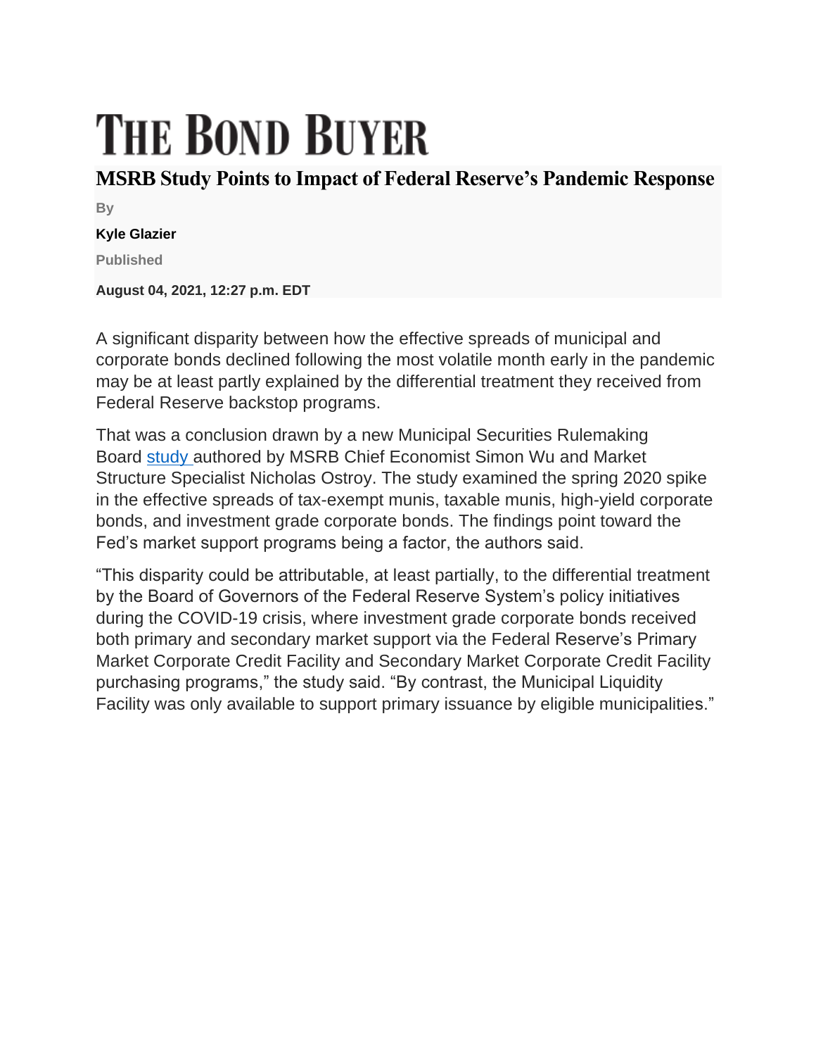# THE BOND BUYER

## MSRB Study Points to Impact of Federal Reserve's Pandemic Response

By

**Kyle Glazier**

Published

**August 04, 2021, 12:27 p.m. EDT**

A significant disparity between how the effective spreads of municipal and corporate bonds declined following the most volatile month early in the pandemic may be at least partly explained by the differential treatment they received from Federal Reserve backstop programs.

That was a conclusion drawn by a new Municipal Securities Rulemaking Board study authored by MSRB Chief Economist Simon Wu and Market Structure Specialist Nicholas Ostroy. The study examined the spring 2020 spike in the effective spreads of tax-exempt munis, taxable munis, high-yield corporate bonds, and investment grade corporate bonds. The findings point toward the Fed's market support programs being a factor, the authors said.

"This disparity could be attributable, at least partially, to the differential treatment by the Board of Governors of the Federal Reserve System's policy initiatives during the COVID-19 crisis, where investment grade corporate bonds received both primary and secondary market support via the Federal Reserve's Primary Market Corporate Credit Facility and Secondary Market Corporate Credit Facility purchasing programs," the study said. "By contrast, the Municipal Liquidity Facility was only available to support primary issuance by eligible municipalities."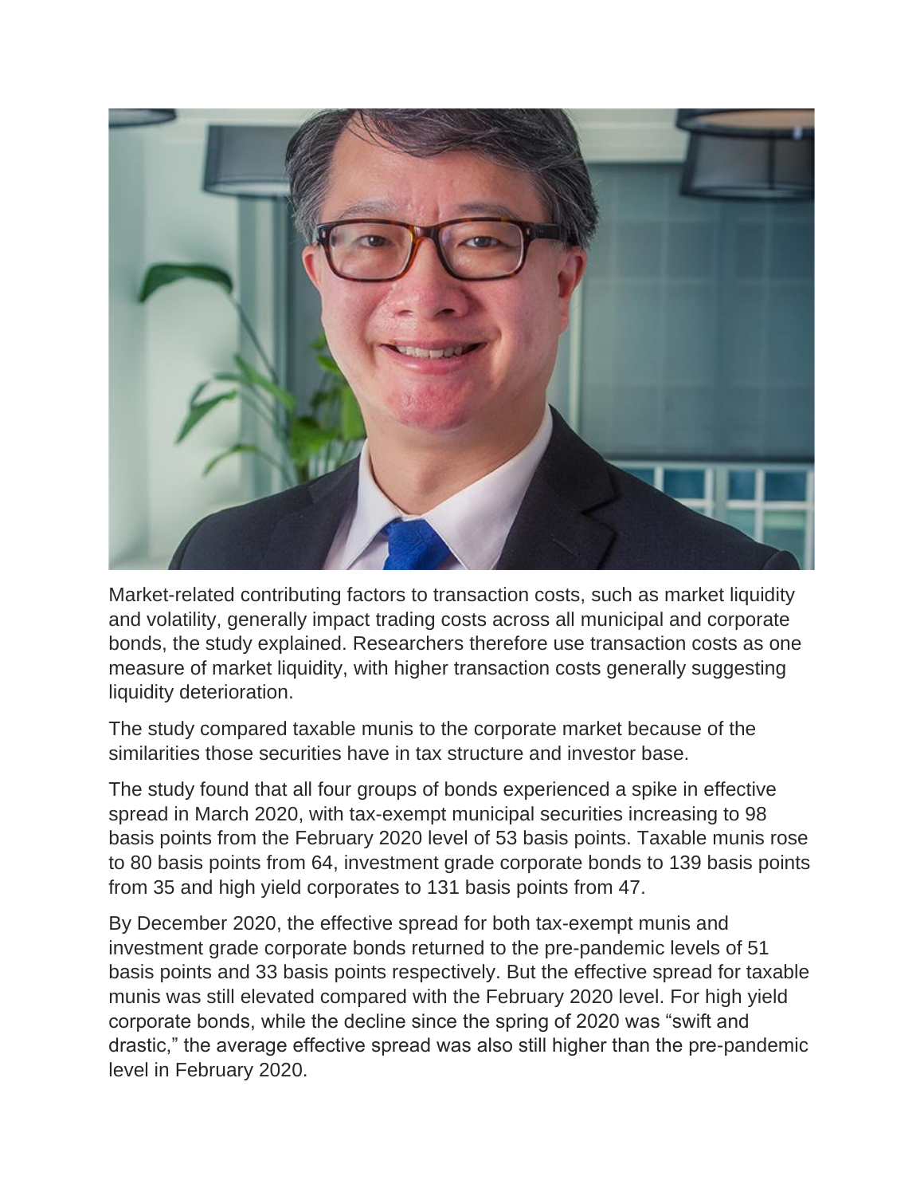Market-related contributing factors to transaction costs, such as market liquidity and volatility, generally impact trading costs across all municipal and corporate bonds, the study explained. Researchers therefore use transaction costs as one measure of market liquidity, with higher transaction costs generally suggesting liquidity deterioration.

The study compared taxable munis to the corporate market because of the similarities those securities have in tax structure and investor base.

The study found that all four groups of bonds experienced a spike in effective spread in March 2020, with tax-exempt municipal securities increasing to 98 basis points from the February 2020 level of 53 basis points. Taxable munis rose to 80 basis points from 64, investment grade corporate bonds to 139 basis points from 35 and high yield corporates to 131 basis points from 47.

By December 2020, the effective spread for both tax-exempt munis and investment grade corporate bonds returned to the pre-pandemic levels of 51 basis points and 33 basis points respectively. But the effective spread for taxable munis was still elevated compared with the February 2020 level. For high yield corporate bonds, while the decline since the spring of 2020 was "swift and drastic," the average effective spread was also still higher than the pre-pandemic level in February 2020.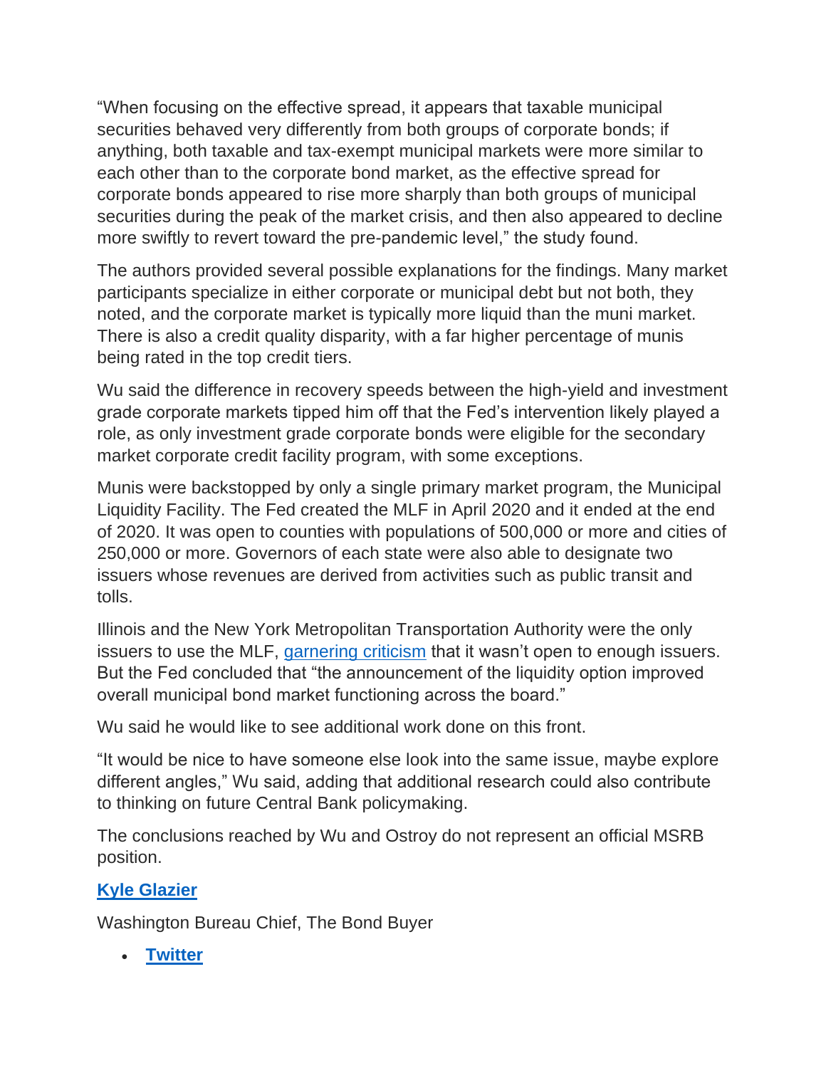"When focusing on the effective spread, it appears that taxable municipal securities behaved very differently from both groups of corporate bonds; if anything, both taxable and tax-exempt municipal markets were more similar to each other than to the corporate bond market, as the effective spread for corporate bonds appeared to rise more sharply than both groups of municipal securities during the peak of the market crisis, and then also appeared to decline more swiftly to revert toward the pre-pandemic level," the study found.

The authors provided several possible explanations for the findings. Many market participants specialize in either corporate or municipal debt but not both, they noted, and the corporate market is typically more liquid than the muni market. There is also a credit quality disparity, with a far higher percentage of munis being rated in the top credit tiers.

Wu said the difference in recovery speeds between the high-yield and investment grade corporate markets tipped him off that the Fed's intervention likely played a role, as only investment grade corporate bonds were eligible for the secondary market corporate credit facility program, with some exceptions.

Munis were backstopped by only a single primary market program, the Municipal Liquidity Facility. The Fed created the MLF in April 2020 and it ended at the end of 2020. It was open to counties with populations of 500,000 or more and cities of 250,000 or more. Governors of each state were also able to designate two issuers whose revenues are derived from activities such as public transit and tolls.

Illinois and the New York Metropolitan Transportation Authority were the only issuers to use the MLF, [garnering criticism] that it wasn't open to enough issuers. But the Fed concluded that "the announcement of the liquidity option improved overall municipal bond market functioning across the board."

Wu said he would like to see additional work done on this front.

"It would be nice to have someone else look into the same issue, maybe explore different angles," Wu said, adding that additional research could also contribute to thinking on future Central Bank policymaking.

The conclusions reached by Wu and Ostroy do not represent an official MSRB position.

**Kyle Glazier**

Washington Bureau Chief, The Bond Buyer

- **Twitter**